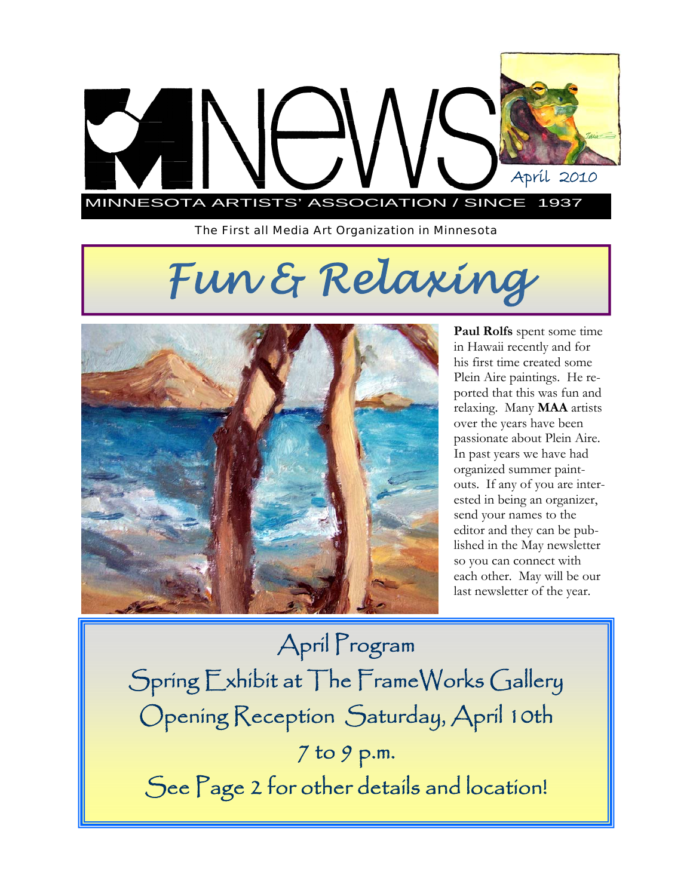# MNEWS

April 2010

MINNESOTA ARTISTS' ASSOCIATION / SINCE 1937

The First all Media Art Organization in Minnesota

## *Fun & Relaxing*

**Paul Rolfs** spent some time in Hawaii recently and for his first time created some Plein Aire paintings. He reported that this was fun and relaxing. Many **MAA** artists over the years have been passionate about Plein Aire. In past years we have had organized summer paint-outs. If any of you are interested in being an organizer, send your names to the editor and they can be published in the May newsletter so you can connect with each other. May will be our last newsletter of the year.

## April Program

Spring Exhibit at The FrameWorks Gallery

Opening Reception Saturday, April 10th

7 to 9 p.m.

See Page 2 for other details and location!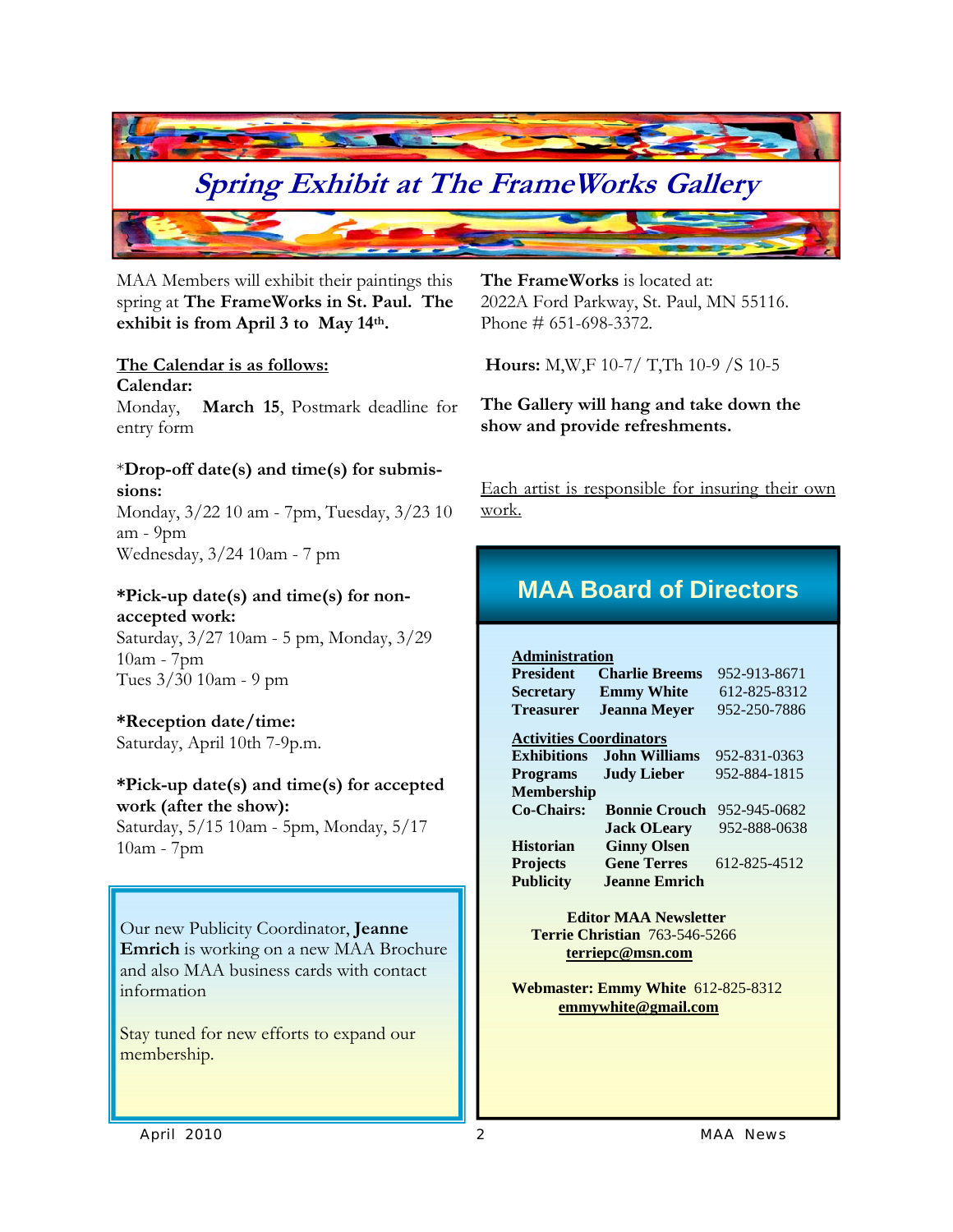# *Spring Exhibit at The FrameWorks Gallery*

MAA Members will exhibit their paintings this spring at **The FrameWorks in St. Paul. The exhibit is from April 3 to May 14th.**

**The Calendar is as follows:**

**Calendar:**

Monday, **March 15**, Postmark deadline for entry form

*__Drop-off date(s) and time(s) for submissions:__*

Monday, 3/22 10 am - 7pm, Tuesday, 3/23 10 am - 9pm
Wednesday, 3/24 10am - 7 pm

**\*Pick-up date(s) and time(s) for non-accepted work:**

Saturday, 3/27 10am - 5 pm, Monday, 3/29 10am - 7pm
Tues 3/30 10am - 9 pm

**\*Reception date/time:**

Saturday, April 10th 7-9p.m.

**\*Pick-up date(s) and time(s) for accepted work (after the show):**

Saturday, 5/15 10am - 5pm, Monday, 5/17 10am - 7pm

**The FrameWorks** is located at:
2022A Ford Parkway, St. Paul, MN 55116.
Phone # 651-698-3372.

**Hours:** M,W,F 10-7/ T,Th 10-9 /S 10-5

**The Gallery will hang and take down the show and provide refreshments.**

Each artist is responsible for insuring their own work.

Our new Publicity Coordinator, **Jeanne Emrich** is working on a new MAA Brochure and also MAA business cards with contact information

Stay tuned for new efforts to expand our membership.

## MAA Board of Directors

**Administration**

| | | |
|---|---|---|
| **President** | **Charlie Breems** | 952-913-8671 |
| **Secretary** | **Emmy White** | 612-825-8312 |
| **Treasurer** | **Jeanna Meyer** | 952-250-7886 |

**Activities Coordinators**

| | | |
|---|---|---|
| **Exhibitions** | **John Williams** | 952-831-0363 |
| **Programs** | **Judy Lieber** | 952-884-1815 |
| **Membership** | | |
| **Co-Chairs:** | **Bonnie Crouch** | 952-945-0682 |
| | **Jack OLeary** | 952-888-0638 |
| **Historian** | **Ginny Olsen** | |
| **Projects** | **Gene Terres** | 612-825-4512 |
| **Publicity** | **Jeanne Emrich** | |

**Editor MAA Newsletter**
**Terrie Christian** 763-546-5266
**terriepc@msn.com**

**Webmaster: Emmy White** 612-825-8312
**emmywhite@gmail.com**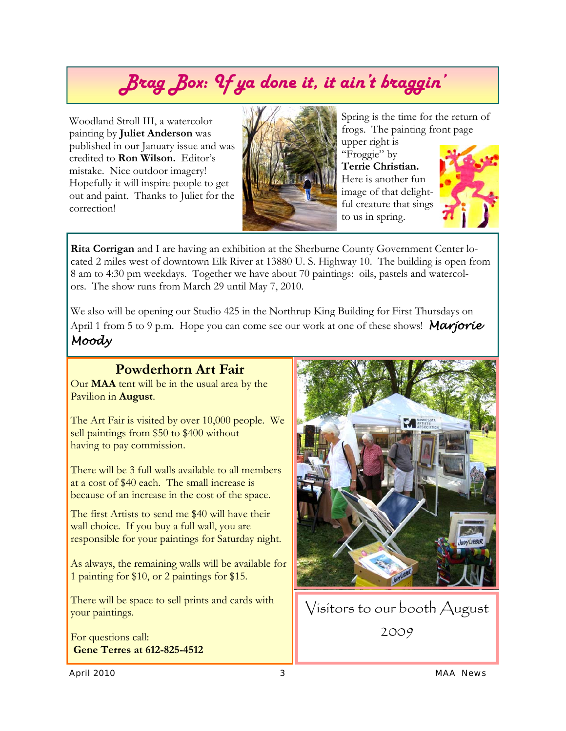## *Brag Box: If ya done it, it ain't braggin'*

Woodland Stroll III, a watercolor painting by **Juliet Anderson** was published in our January issue and was credited to **Ron Wilson.** Editor's mistake. Nice outdoor imagery! Hopefully it will inspire people to get out and paint. Thanks to Juliet for the correction!

Spring is the time for the return of frogs. The painting front page upper right is "Froggie" by **Terrie Christian.** Here is another fun image of that delightful creature that sings to us in spring.

**Rita Corrigan** and I are having an exhibition at the Sherburne County Government Center located 2 miles west of downtown Elk River at 13880 U. S. Highway 10. The building is open from 8 am to 4:30 pm weekdays. Together we have about 70 paintings: oils, pastels and watercolors. The show runs from March 29 until May 7, 2010.

We also will be opening our Studio 425 in the Northrup King Building for First Thursdays on April 1 from 5 to 9 p.m. Hope you can come see our work at one of these shows! ***Marjorie Moody***

## Powderhorn Art Fair

Our **MAA** tent will be in the usual area by the Pavilion in **August**.

The Art Fair is visited by over 10,000 people. We sell paintings from $50 to $400 without having to pay commission.

There will be 3 full walls available to all members at a cost of $40 each. The small increase is because of an increase in the cost of the space.

The first Artists to send me $40 will have their wall choice. If you buy a full wall, you are responsible for your paintings for Saturday night.

As always, the remaining walls will be available for 1 painting for $10, or 2 paintings for $15.

There will be space to sell prints and cards with your paintings.

For questions call:
**Gene Terres at 612-825-4512**

Visitors to our booth August 2009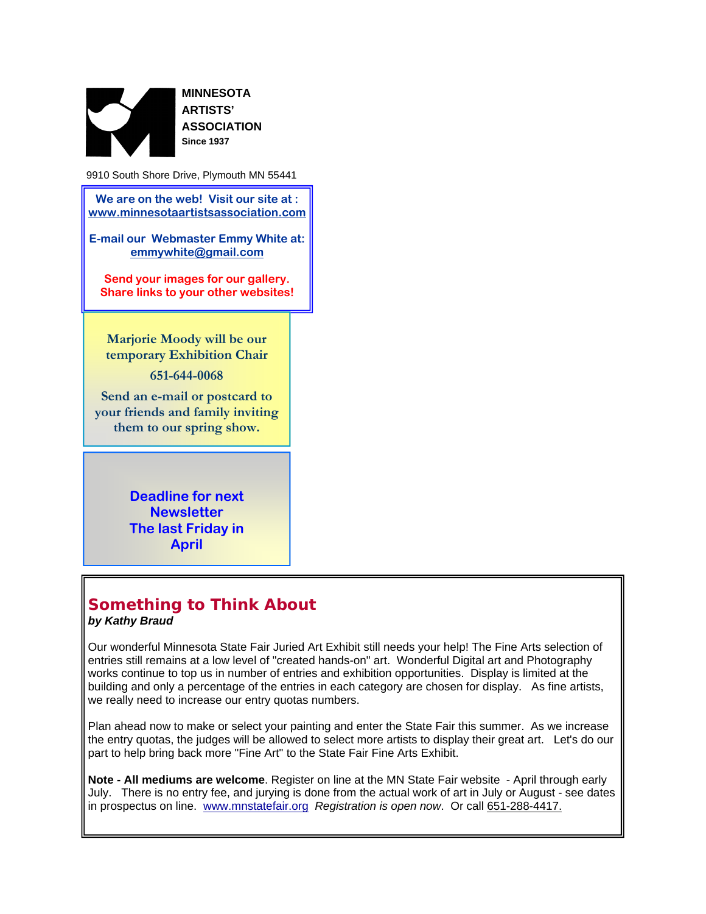**MINNESOTA ARTISTS' ASSOCIATION**
**Since 1937**

9910 South Shore Drive, Plymouth MN 55441

**We are on the web! Visit our site at :**
**www.minnesotaartistsassociation.com**

**E-mail our Webmaster Emmy White at:**
**emmywhite@gmail.com**

**Send your images for our gallery.**
**Share links to your other websites!**

Marjorie Moody will be our temporary Exhibition Chair

651-644-0068

Send an e-mail or postcard to your friends and family inviting them to our spring show.

**Deadline for next Newsletter**
**The last Friday in April**

## Something to Think About

***by Kathy Braud***

Our wonderful Minnesota State Fair Juried Art Exhibit still needs your help! The Fine Arts selection of entries still remains at a low level of "created hands-on" art. Wonderful Digital art and Photography works continue to top us in number of entries and exhibition opportunities. Display is limited at the building and only a percentage of the entries in each category are chosen for display. As fine artists, we really need to increase our entry quotas numbers.

Plan ahead now to make or select your painting and enter the State Fair this summer. As we increase the entry quotas, the judges will be allowed to select more artists to display their great art. Let's do our part to help bring back more "Fine Art" to the State Fair Fine Arts Exhibit.

**Note - All mediums are welcome**. Register on line at the MN State Fair website - April through early July. There is no entry fee, and jurying is done from the actual work of art in July or August - see dates in prospectus on line. www.mnstatefair.org *Registration is open now*. Or call 651-288-4417.